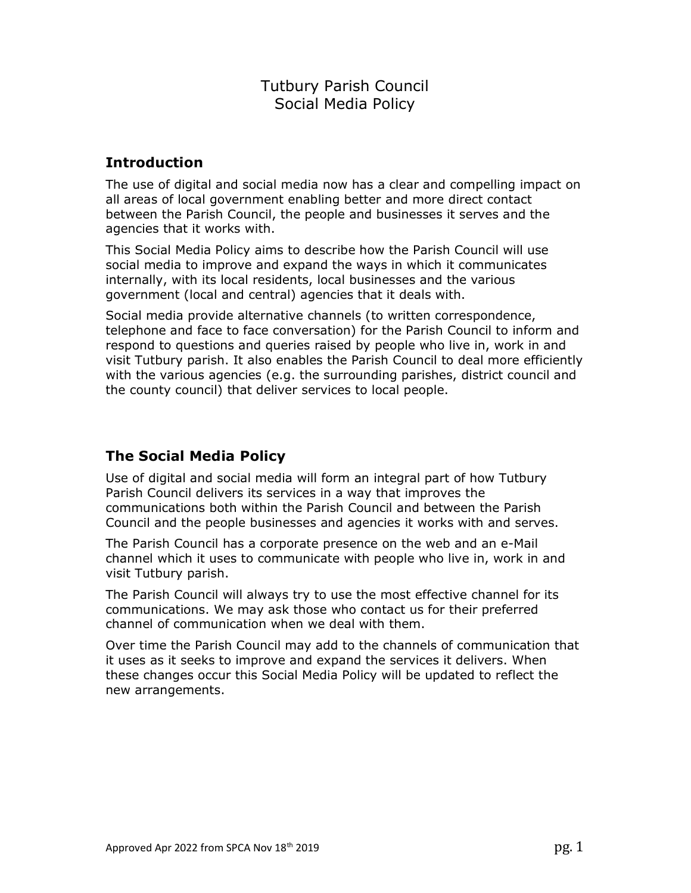# Tutbury Parish Council
# Social Media Policy

## Introduction

The use of digital and social media now has a clear and compelling impact on all areas of local government enabling better and more direct contact between the Parish Council, the people and businesses it serves and the agencies that it works with.

This Social Media Policy aims to describe how the Parish Council will use social media to improve and expand the ways in which it communicates internally, with its local residents, local businesses and the various government (local and central) agencies that it deals with.

Social media provide alternative channels (to written correspondence, telephone and face to face conversation) for the Parish Council to inform and respond to questions and queries raised by people who live in, work in and visit Tutbury parish. It also enables the Parish Council to deal more efficiently with the various agencies (e.g. the surrounding parishes, district council and the county council) that deliver services to local people.

## The Social Media Policy

Use of digital and social media will form an integral part of how Tutbury Parish Council delivers its services in a way that improves the communications both within the Parish Council and between the Parish Council and the people businesses and agencies it works with and serves.

The Parish Council has a corporate presence on the web and an e-Mail channel which it uses to communicate with people who live in, work in and visit Tutbury parish.

The Parish Council will always try to use the most effective channel for its communications. We may ask those who contact us for their preferred channel of communication when we deal with them.

Over time the Parish Council may add to the channels of communication that it uses as it seeks to improve and expand the services it delivers. When these changes occur this Social Media Policy will be updated to reflect the new arrangements.

Approved Apr 2022 from SPCA Nov 18th 2019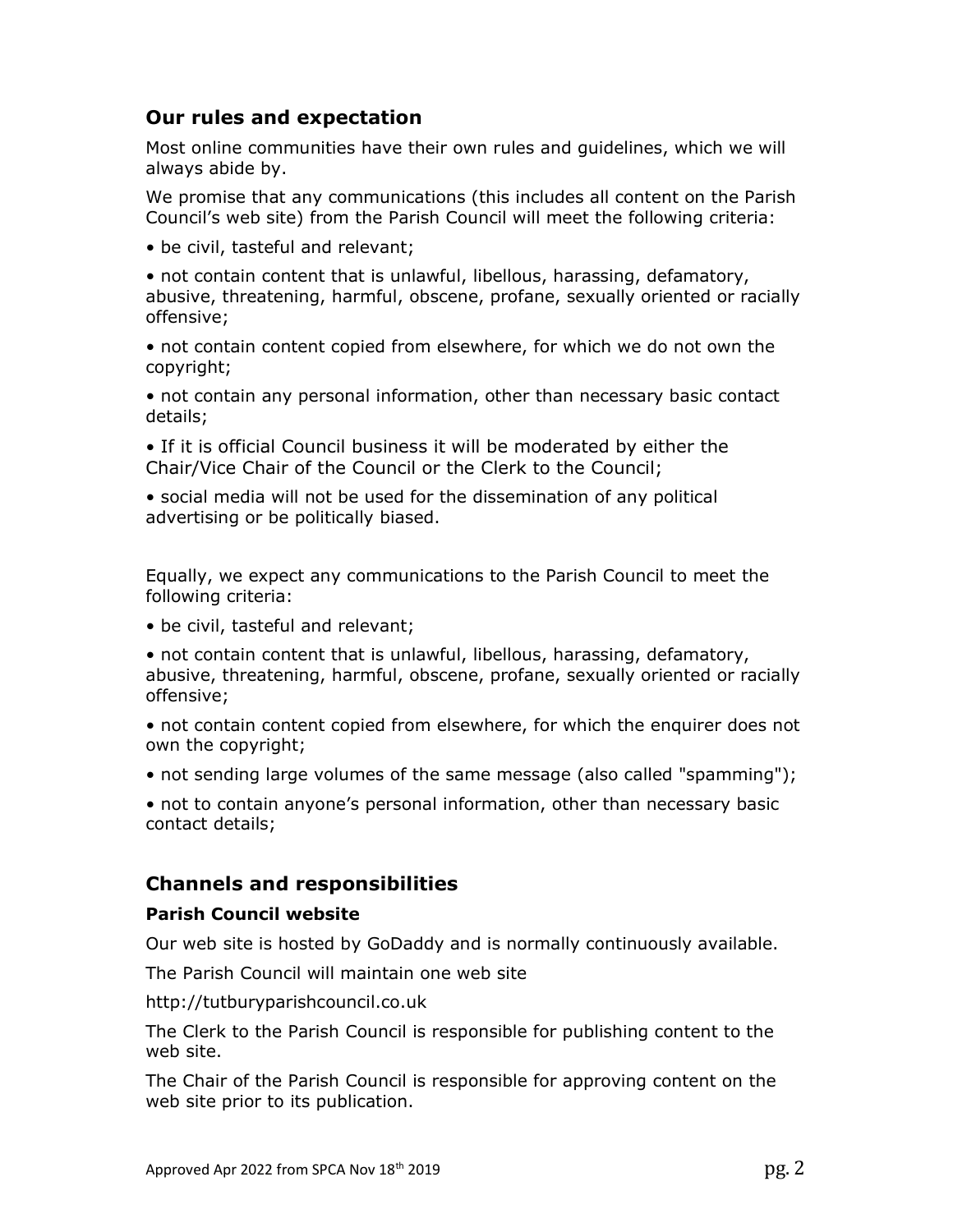## Our rules and expectation

Most online communities have their own rules and guidelines, which we will always abide by.

We promise that any communications (this includes all content on the Parish Council's web site) from the Parish Council will meet the following criteria:

- be civil, tasteful and relevant;
- not contain content that is unlawful, libellous, harassing, defamatory, abusive, threatening, harmful, obscene, profane, sexually oriented or racially offensive;
- not contain content copied from elsewhere, for which we do not own the copyright;
- not contain any personal information, other than necessary basic contact details;
- If it is official Council business it will be moderated by either the Chair/Vice Chair of the Council or the Clerk to the Council;
- social media will not be used for the dissemination of any political advertising or be politically biased.

Equally, we expect any communications to the Parish Council to meet the following criteria:

- be civil, tasteful and relevant;
- not contain content that is unlawful, libellous, harassing, defamatory, abusive, threatening, harmful, obscene, profane, sexually oriented or racially offensive;
- not contain content copied from elsewhere, for which the enquirer does not own the copyright;
- not sending large volumes of the same message (also called "spamming");
- not to contain anyone's personal information, other than necessary basic contact details;

## Channels and responsibilities

### Parish Council website

Our web site is hosted by GoDaddy and is normally continuously available.

The Parish Council will maintain one web site

http://tutburyparishcouncil.co.uk

The Clerk to the Parish Council is responsible for publishing content to the web site.

The Chair of the Parish Council is responsible for approving content on the web site prior to its publication.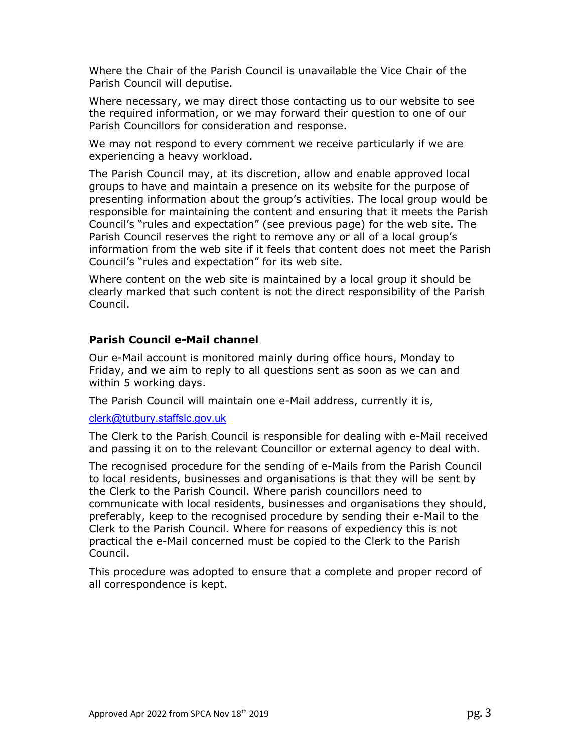Where the Chair of the Parish Council is unavailable the Vice Chair of the Parish Council will deputise.

Where necessary, we may direct those contacting us to our website to see the required information, or we may forward their question to one of our Parish Councillors for consideration and response.

We may not respond to every comment we receive particularly if we are experiencing a heavy workload.

The Parish Council may, at its discretion, allow and enable approved local groups to have and maintain a presence on its website for the purpose of presenting information about the group's activities. The local group would be responsible for maintaining the content and ensuring that it meets the Parish Council's "rules and expectation" (see previous page) for the web site. The Parish Council reserves the right to remove any or all of a local group's information from the web site if it feels that content does not meet the Parish Council's "rules and expectation" for its web site.

Where content on the web site is maintained by a local group it should be clearly marked that such content is not the direct responsibility of the Parish Council.

### Parish Council e-Mail channel

Our e-Mail account is monitored mainly during office hours, Monday to Friday, and we aim to reply to all questions sent as soon as we can and within 5 working days.

The Parish Council will maintain one e-Mail address, currently it is,

clerk@tutbury.staffslc.gov.uk

The Clerk to the Parish Council is responsible for dealing with e-Mail received and passing it on to the relevant Councillor or external agency to deal with.

The recognised procedure for the sending of e-Mails from the Parish Council to local residents, businesses and organisations is that they will be sent by the Clerk to the Parish Council. Where parish councillors need to communicate with local residents, businesses and organisations they should, preferably, keep to the recognised procedure by sending their e-Mail to the Clerk to the Parish Council. Where for reasons of expediency this is not practical the e-Mail concerned must be copied to the Clerk to the Parish Council.

This procedure was adopted to ensure that a complete and proper record of all correspondence is kept.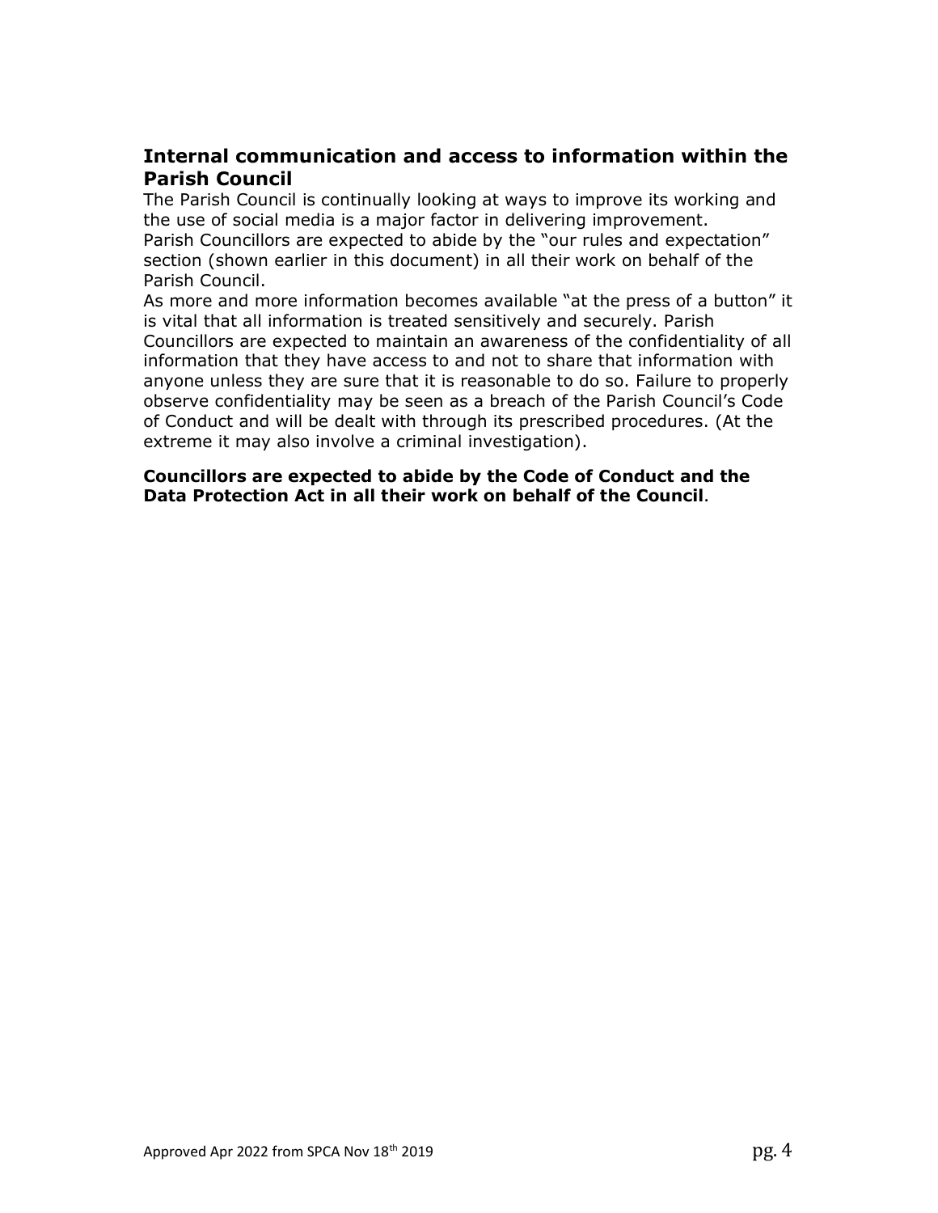## Internal communication and access to information within the Parish Council

The Parish Council is continually looking at ways to improve its working and the use of social media is a major factor in delivering improvement.
Parish Councillors are expected to abide by the "our rules and expectation" section (shown earlier in this document) in all their work on behalf of the Parish Council.
As more and more information becomes available "at the press of a button" it is vital that all information is treated sensitively and securely. Parish Councillors are expected to maintain an awareness of the confidentiality of all information that they have access to and not to share that information with anyone unless they are sure that it is reasonable to do so. Failure to properly observe confidentiality may be seen as a breach of the Parish Council's Code of Conduct and will be dealt with through its prescribed procedures. (At the extreme it may also involve a criminal investigation).

**Councillors are expected to abide by the Code of Conduct and the Data Protection Act in all their work on behalf of the Council**.

Approved Apr 2022 from SPCA Nov 18th 2019